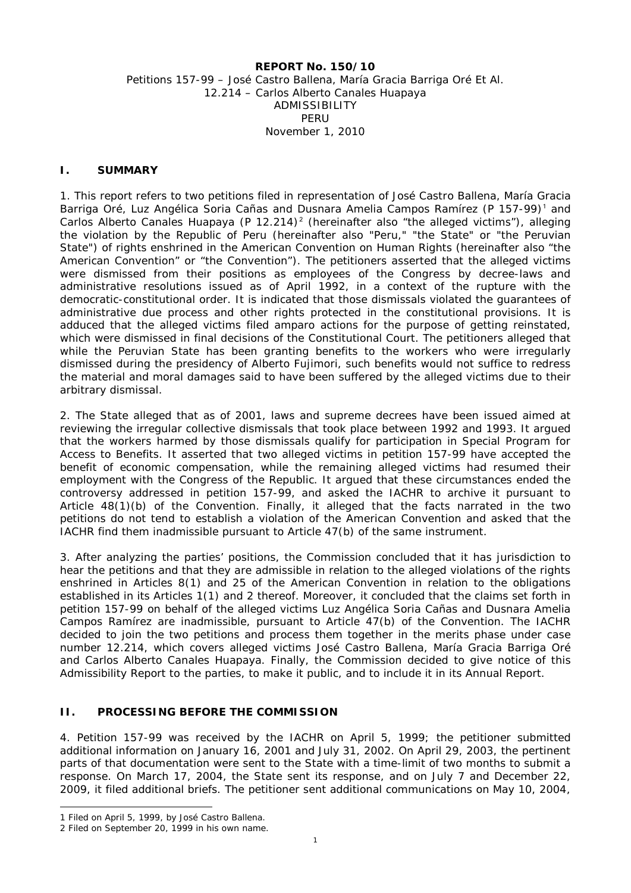**REPORT No. 150/10**
Petitions 157-99 – José Castro Ballena, María Gracia Barriga Oré Et Al.
12.214 – Carlos Alberto Canales Huapaya
ADMISSIBILITY
PERU
November 1, 2010

## I. SUMMARY

1. This report refers to two petitions filed in representation of José Castro Ballena, María Gracia Barriga Oré, Luz Angélica Soria Cañas and Dusnara Amelia Campos Ramírez (P 157-99)[1] and Carlos Alberto Canales Huapaya (P 12.214)[2] (hereinafter also "the alleged victims"), alleging the violation by the Republic of Peru (hereinafter also "Peru," "the State" or "the Peruvian State") of rights enshrined in the American Convention on Human Rights (hereinafter also "the American Convention" or "the Convention"). The petitioners asserted that the alleged victims were dismissed from their positions as employees of the Congress by decree-laws and administrative resolutions issued as of April 1992, in a context of the rupture with the democratic-constitutional order. It is indicated that those dismissals violated the guarantees of administrative due process and other rights protected in the constitutional provisions. It is adduced that the alleged victims filed amparo actions for the purpose of getting reinstated, which were dismissed in final decisions of the Constitutional Court. The petitioners alleged that while the Peruvian State has been granting benefits to the workers who were irregularly dismissed during the presidency of Alberto Fujimori, such benefits would not suffice to redress the material and moral damages said to have been suffered by the alleged victims due to their arbitrary dismissal.

2. The State alleged that as of 2001, laws and supreme decrees have been issued aimed at reviewing the irregular collective dismissals that took place between 1992 and 1993. It argued that the workers harmed by those dismissals qualify for participation in Special Program for Access to Benefits. It asserted that two alleged victims in petition 157-99 have accepted the benefit of economic compensation, while the remaining alleged victims had resumed their employment with the Congress of the Republic. It argued that these circumstances ended the controversy addressed in petition 157-99, and asked the IACHR to archive it pursuant to Article 48(1)(b) of the Convention. Finally, it alleged that the facts narrated in the two petitions do not tend to establish a violation of the American Convention and asked that the IACHR find them inadmissible pursuant to Article 47(b) of the same instrument.

3. After analyzing the parties' positions, the Commission concluded that it has jurisdiction to hear the petitions and that they are admissible in relation to the alleged violations of the rights enshrined in Articles 8(1) and 25 of the American Convention in relation to the obligations established in its Articles 1(1) and 2 thereof. Moreover, it concluded that the claims set forth in petition 157-99 on behalf of the alleged victims Luz Angélica Soria Cañas and Dusnara Amelia Campos Ramírez are inadmissible, pursuant to Article 47(b) of the Convention. The IACHR decided to join the two petitions and process them together in the merits phase under case number 12.214, which covers alleged victims José Castro Ballena, María Gracia Barriga Oré and Carlos Alberto Canales Huapaya. Finally, the Commission decided to give notice of this Admissibility Report to the parties, to make it public, and to include it in its Annual Report.

## II. PROCESSING BEFORE THE COMMISSION

4. Petition 157-99 was received by the IACHR on April 5, 1999; the petitioner submitted additional information on January 16, 2001 and July 31, 2002. On April 29, 2003, the pertinent parts of that documentation were sent to the State with a time-limit of two months to submit a response. On March 17, 2004, the State sent its response, and on July 7 and December 22, 2009, it filed additional briefs. The petitioner sent additional communications on May 10, 2004,

---

1 Filed on April 5, 1999, by José Castro Ballena.

2 Filed on September 20, 1999 in his own name.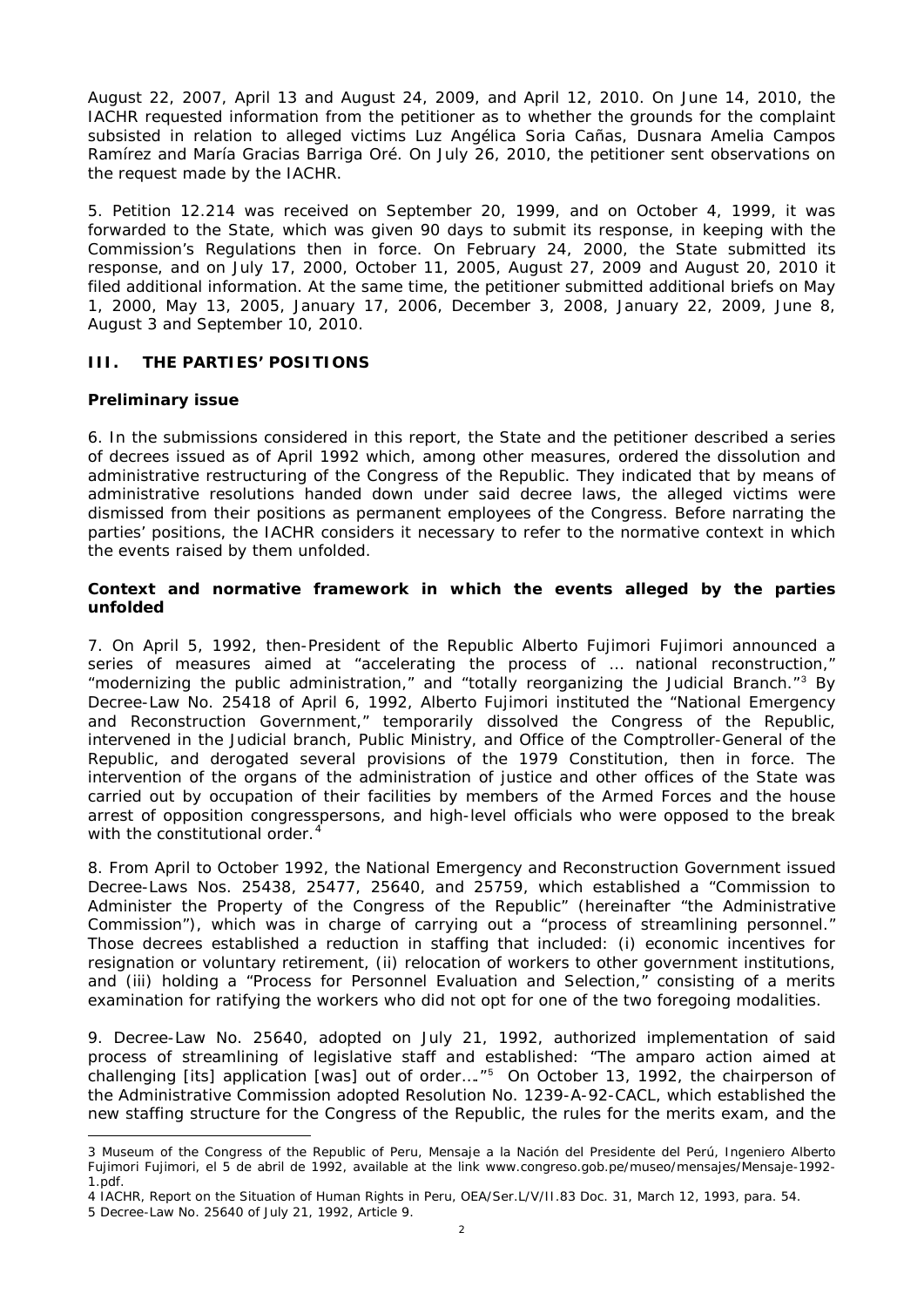August 22, 2007, April 13 and August 24, 2009, and April 12, 2010. On June 14, 2010, the IACHR requested information from the petitioner as to whether the grounds for the complaint subsisted in relation to alleged victims Luz Angélica Soria Cañas, Dusnara Amelia Campos Ramírez and María Gracias Barriga Oré. On July 26, 2010, the petitioner sent observations on the request made by the IACHR.

5. Petition 12.214 was received on September 20, 1999, and on October 4, 1999, it was forwarded to the State, which was given 90 days to submit its response, in keeping with the Commission's Regulations then in force. On February 24, 2000, the State submitted its response, and on July 17, 2000, October 11, 2005, August 27, 2009 and August 20, 2010 it filed additional information. At the same time, the petitioner submitted additional briefs on May 1, 2000, May 13, 2005, January 17, 2006, December 3, 2008, January 22, 2009, June 8, August 3 and September 10, 2010.

## III. THE PARTIES' POSITIONS

### Preliminary issue

6. In the submissions considered in this report, the State and the petitioner described a series of decrees issued as of April 1992 which, among other measures, ordered the dissolution and administrative restructuring of the Congress of the Republic. They indicated that by means of administrative resolutions handed down under said decree laws, the alleged victims were dismissed from their positions as permanent employees of the Congress. Before narrating the parties' positions, the IACHR considers it necessary to refer to the normative context in which the events raised by them unfolded.

### Context and normative framework in which the events alleged by the parties unfolded

7. On April 5, 1992, then-President of the Republic Alberto Fujimori Fujimori announced a series of measures aimed at "accelerating the process of … national reconstruction," "modernizing the public administration," and "totally reorganizing the Judicial Branch."[3] By Decree-Law No. 25418 of April 6, 1992, Alberto Fujimori instituted the "National Emergency and Reconstruction Government," temporarily dissolved the Congress of the Republic, intervened in the Judicial branch, Public Ministry, and Office of the Comptroller-General of the Republic, and derogated several provisions of the 1979 Constitution, then in force. The intervention of the organs of the administration of justice and other offices of the State was carried out by occupation of their facilities by members of the Armed Forces and the house arrest of opposition congresspersons, and high-level officials who were opposed to the break with the constitutional order.[4]

8. From April to October 1992, the National Emergency and Reconstruction Government issued Decree-Laws Nos. 25438, 25477, 25640, and 25759, which established a "Commission to Administer the Property of the Congress of the Republic" (hereinafter "the Administrative Commission"), which was in charge of carrying out a "process of streamlining personnel." Those decrees established a reduction in staffing that included: (i) economic incentives for resignation or voluntary retirement, (ii) relocation of workers to other government institutions, and (iii) holding a "Process for Personnel Evaluation and Selection," consisting of a merits examination for ratifying the workers who did not opt for one of the two foregoing modalities.

9. Decree-Law No. 25640, adopted on July 21, 1992, authorized implementation of said process of streamlining of legislative staff and established: "The amparo action aimed at challenging [its] application [was] out of order…."[5] On October 13, 1992, the chairperson of the Administrative Commission adopted Resolution No. 1239-A-92-CACL, which established the new staffing structure for the Congress of the Republic, the rules for the merits exam, and the

---

3 Museum of the Congress of the Republic of Peru, *Mensaje a la Nación del Presidente del Perú, Ingeniero Alberto Fujimori Fujimori, el 5 de abril de 1992*, available at the link www.congreso.gob.pe/museo/mensajes/Mensaje-1992-1.pdf.

4 IACHR, Report on the Situation of Human Rights in Peru, OEA/Ser.L/V/II.83 Doc. 31, March 12, 1993, para. 54.

5 Decree-Law No. 25640 of July 21, 1992, Article 9.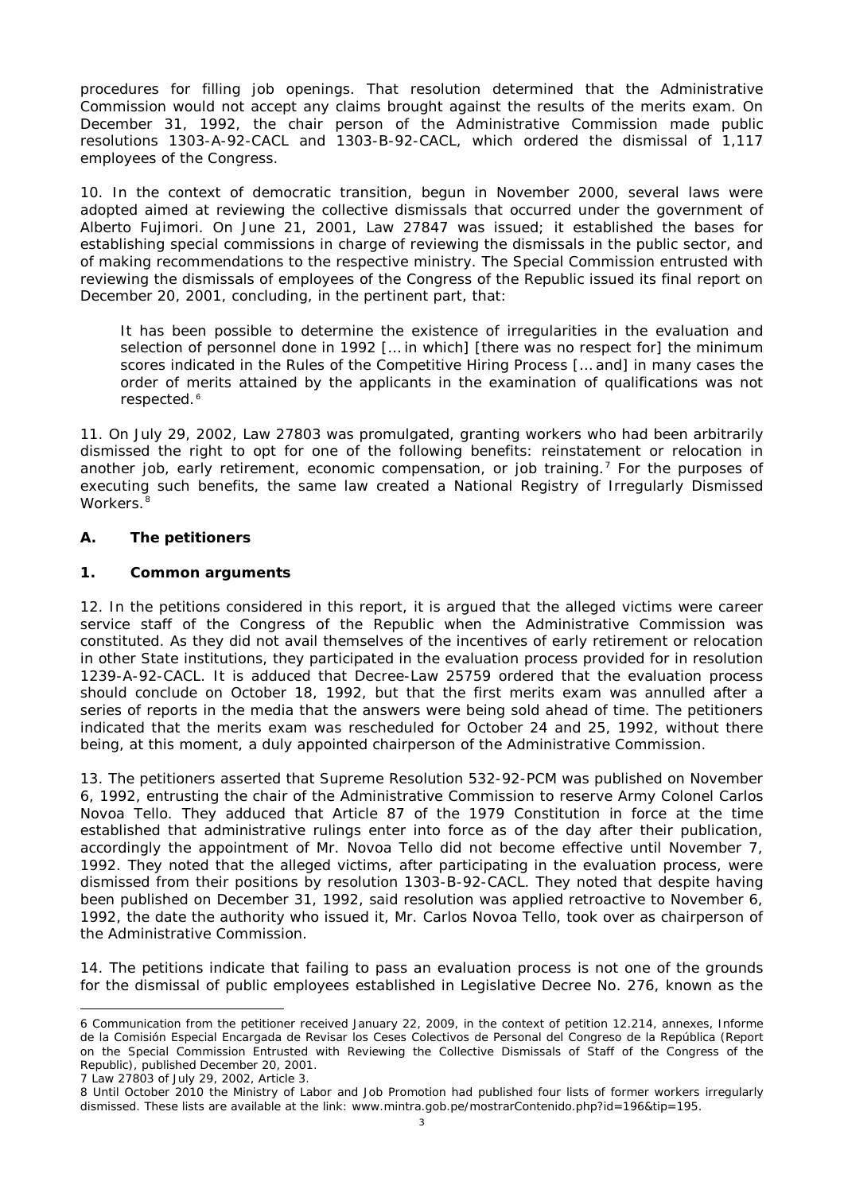procedures for filling job openings. That resolution determined that the Administrative Commission would not accept any claims brought against the results of the merits exam. On December 31, 1992, the chair person of the Administrative Commission made public resolutions 1303-A-92-CACL and 1303-B-92-CACL, which ordered the dismissal of 1,117 employees of the Congress.

10. In the context of democratic transition, begun in November 2000, several laws were adopted aimed at reviewing the collective dismissals that occurred under the government of Alberto Fujimori. On June 21, 2001, Law 27847 was issued; it established the bases for establishing special commissions in charge of reviewing the dismissals in the public sector, and of making recommendations to the respective ministry. The Special Commission entrusted with reviewing the dismissals of employees of the Congress of the Republic issued its final report on December 20, 2001, concluding, in the pertinent part, that:

> It has been possible to determine the existence of irregularities in the evaluation and selection of personnel done in 1992 [... in which] [there was no respect for] the minimum scores indicated in the Rules of the Competitive Hiring Process [... and] in many cases the order of merits attained by the applicants in the examination of qualifications was not respected.[6]

11. On July 29, 2002, Law 27803 was promulgated, granting workers who had been arbitrarily dismissed the right to opt for one of the following benefits: reinstatement or relocation in another job, early retirement, economic compensation, or job training.[7] For the purposes of executing such benefits, the same law created a National Registry of Irregularly Dismissed Workers.[8]

## A. The petitioners

### 1. Common arguments

12. In the petitions considered in this report, it is argued that the alleged victims were career service staff of the Congress of the Republic when the Administrative Commission was constituted. As they did not avail themselves of the incentives of early retirement or relocation in other State institutions, they participated in the evaluation process provided for in resolution 1239-A-92-CACL. It is adduced that Decree-Law 25759 ordered that the evaluation process should conclude on October 18, 1992, but that the first merits exam was annulled after a series of reports in the media that the answers were being sold ahead of time. The petitioners indicated that the merits exam was rescheduled for October 24 and 25, 1992, without there being, at this moment, a duly appointed chairperson of the Administrative Commission.

13. The petitioners asserted that Supreme Resolution 532-92-PCM was published on November 6, 1992, entrusting the chair of the Administrative Commission to reserve Army Colonel Carlos Novoa Tello. They adduced that Article 87 of the 1979 Constitution in force at the time established that administrative rulings enter into force as of the day after their publication, accordingly the appointment of Mr. Novoa Tello did not become effective until November 7, 1992. They noted that the alleged victims, after participating in the evaluation process, were dismissed from their positions by resolution 1303-B-92-CACL. They noted that despite having been published on December 31, 1992, said resolution was applied retroactive to November 6, 1992, the date the authority who issued it, Mr. Carlos Novoa Tello, took over as chairperson of the Administrative Commission.

14. The petitions indicate that failing to pass an evaluation process is not one of the grounds for the dismissal of public employees established in Legislative Decree No. 276, known as the

---

6 Communication from the petitioner received January 22, 2009, in the context of petition 12.214, annexes, *Informe de la Comisión Especial Encargada de Revisar los Ceses Colectivos de Personal del Congreso de la República* (Report on the Special Commission Entrusted with Reviewing the Collective Dismissals of Staff of the Congress of the Republic), published December 20, 2001.

7 Law 27803 of July 29, 2002, Article 3.

8 Until October 2010 the Ministry of Labor and Job Promotion had published four lists of former workers irregularly dismissed. These lists are available at the link: www.mintra.gob.pe/mostrarContenido.php?id=196&tip=195.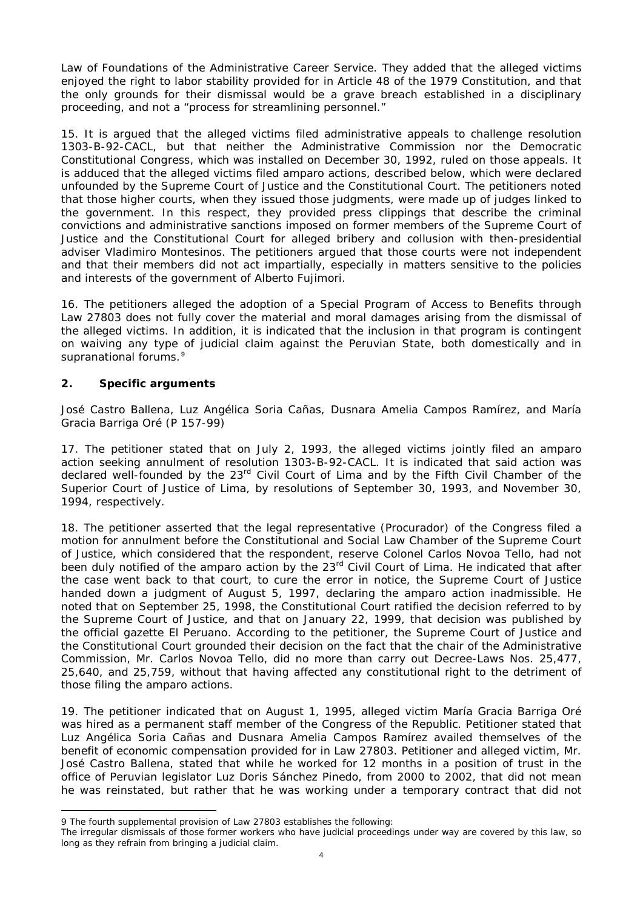Law of Foundations of the Administrative Career Service. They added that the alleged victims enjoyed the right to labor stability provided for in Article 48 of the 1979 Constitution, and that the only grounds for their dismissal would be a grave breach established in a disciplinary proceeding, and not a "process for streamlining personnel."

15. It is argued that the alleged victims filed administrative appeals to challenge resolution 1303-B-92-CACL, but that neither the Administrative Commission nor the Democratic Constitutional Congress, which was installed on December 30, 1992, ruled on those appeals. It is adduced that the alleged victims filed amparo actions, described below, which were declared unfounded by the Supreme Court of Justice and the Constitutional Court. The petitioners noted that those higher courts, when they issued those judgments, were made up of judges linked to the government. In this respect, they provided press clippings that describe the criminal convictions and administrative sanctions imposed on former members of the Supreme Court of Justice and the Constitutional Court for alleged bribery and collusion with then-presidential adviser Vladimiro Montesinos. The petitioners argued that those courts were not independent and that their members did not act impartially, especially in matters sensitive to the policies and interests of the government of Alberto Fujimori.

16. The petitioners alleged the adoption of a Special Program of Access to Benefits through Law 27803 does not fully cover the material and moral damages arising from the dismissal of the alleged victims. In addition, it is indicated that the inclusion in that program is contingent on waiving any type of judicial claim against the Peruvian State, both domestically and in supranational forums.[9]

## 2. Specific arguments

*José Castro Ballena, Luz Angélica Soria Cañas, Dusnara Amelia Campos Ramírez, and María Gracia Barriga Oré (P 157-99)*

17. The petitioner stated that on July 2, 1993, the alleged victims jointly filed an amparo action seeking annulment of resolution 1303-B-92-CACL. It is indicated that said action was declared well-founded by the 23rd Civil Court of Lima and by the Fifth Civil Chamber of the Superior Court of Justice of Lima, by resolutions of September 30, 1993, and November 30, 1994, respectively.

18. The petitioner asserted that the legal representative (Procurador) of the Congress filed a motion for annulment before the Constitutional and Social Law Chamber of the Supreme Court of Justice, which considered that the respondent, reserve Colonel Carlos Novoa Tello, had not been duly notified of the amparo action by the 23rd Civil Court of Lima. He indicated that after the case went back to that court, to cure the error in notice, the Supreme Court of Justice handed down a judgment of August 5, 1997, declaring the amparo action inadmissible. He noted that on September 25, 1998, the Constitutional Court ratified the decision referred to by the Supreme Court of Justice, and that on January 22, 1999, that decision was published by the official gazette El Peruano. According to the petitioner, the Supreme Court of Justice and the Constitutional Court grounded their decision on the fact that the chair of the Administrative Commission, Mr. Carlos Novoa Tello, did no more than carry out Decree-Laws Nos. 25,477, 25,640, and 25,759, without that having affected any constitutional right to the detriment of those filing the amparo actions.

19. The petitioner indicated that on August 1, 1995, alleged victim María Gracia Barriga Oré was hired as a permanent staff member of the Congress of the Republic. Petitioner stated that Luz Angélica Soria Cañas and Dusnara Amelia Campos Ramírez availed themselves of the benefit of economic compensation provided for in Law 27803. Petitioner and alleged victim, Mr. José Castro Ballena, stated that while he worked for 12 months in a position of trust in the office of Peruvian legislator Luz Doris Sánchez Pinedo, from 2000 to 2002, that did not mean he was reinstated, but rather that he was working under a temporary contract that did not

---

[9] The fourth supplemental provision of Law 27803 establishes the following:
*The irregular dismissals of those former workers who have judicial proceedings under way are covered by this law, so long as they refrain from bringing a judicial claim.*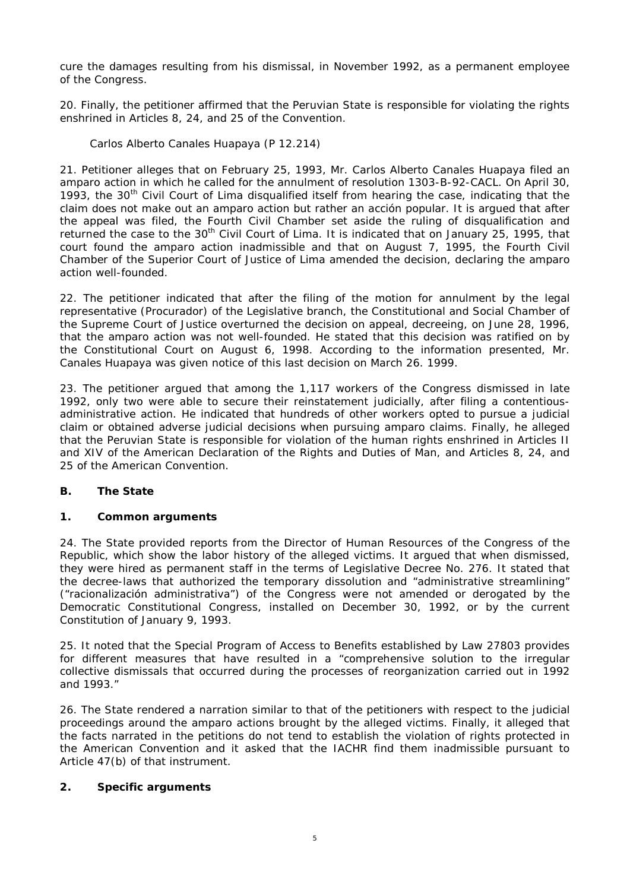cure the damages resulting from his dismissal, in November 1992, as a permanent employee of the Congress.

20. Finally, the petitioner affirmed that the Peruvian State is responsible for violating the rights enshrined in Articles 8, 24, and 25 of the Convention.

*Carlos Alberto Canales Huapaya (P 12.214)*

21. Petitioner alleges that on February 25, 1993, Mr. Carlos Alberto Canales Huapaya filed an amparo action in which he called for the annulment of resolution 1303-B-92-CACL. On April 30, 1993, the 30th Civil Court of Lima disqualified itself from hearing the case, indicating that the claim does not make out an amparo action but rather an *acción popular*. It is argued that after the appeal was filed, the Fourth Civil Chamber set aside the ruling of disqualification and returned the case to the 30th Civil Court of Lima. It is indicated that on January 25, 1995, that court found the amparo action inadmissible and that on August 7, 1995, the Fourth Civil Chamber of the Superior Court of Justice of Lima amended the decision, declaring the amparo action well-founded.

22. The petitioner indicated that after the filing of the motion for annulment by the legal representative (Procurador) of the Legislative branch, the Constitutional and Social Chamber of the Supreme Court of Justice overturned the decision on appeal, decreeing, on June 28, 1996, that the amparo action was not well-founded. He stated that this decision was ratified on by the Constitutional Court on August 6, 1998. According to the information presented, Mr. Canales Huapaya was given notice of this last decision on March 26. 1999.

23. The petitioner argued that among the 1,117 workers of the Congress dismissed in late 1992, only two were able to secure their reinstatement judicially, after filing a contentious-administrative action. He indicated that hundreds of other workers opted to pursue a judicial claim or obtained adverse judicial decisions when pursuing amparo claims. Finally, he alleged that the Peruvian State is responsible for violation of the human rights enshrined in Articles II and XIV of the American Declaration of the Rights and Duties of Man, and Articles 8, 24, and 25 of the American Convention.

## B. The State

### 1. Common arguments

24. The State provided reports from the Director of Human Resources of the Congress of the Republic, which show the labor history of the alleged victims. It argued that when dismissed, they were hired as permanent staff in the terms of Legislative Decree No. 276. It stated that the decree-laws that authorized the temporary dissolution and "administrative streamlining" ("racionalización administrativa") of the Congress were not amended or derogated by the Democratic Constitutional Congress, installed on December 30, 1992, or by the current Constitution of January 9, 1993.

25. It noted that the Special Program of Access to Benefits established by Law 27803 provides for different measures that have resulted in a "comprehensive solution to the irregular collective dismissals that occurred during the processes of reorganization carried out in 1992 and 1993."

26. The State rendered a narration similar to that of the petitioners with respect to the judicial proceedings around the amparo actions brought by the alleged victims. Finally, it alleged that the facts narrated in the petitions do not tend to establish the violation of rights protected in the American Convention and it asked that the IACHR find them inadmissible pursuant to Article 47(b) of that instrument.

### 2. Specific arguments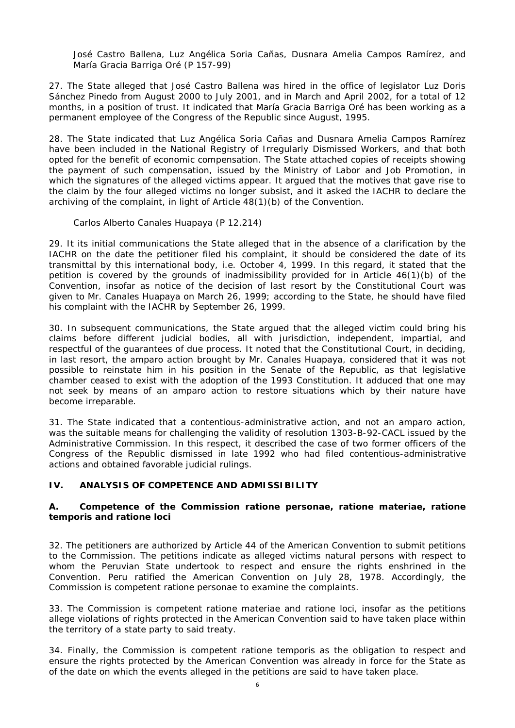José Castro Ballena, Luz Angélica Soria Cañas, Dusnara Amelia Campos Ramírez, and María Gracia Barriga Oré (P 157-99)

27. The State alleged that José Castro Ballena was hired in the office of legislator Luz Doris Sánchez Pinedo from August 2000 to July 2001, and in March and April 2002, for a total of 12 months, in a position of trust. It indicated that María Gracia Barriga Oré has been working as a permanent employee of the Congress of the Republic since August, 1995.

28. The State indicated that Luz Angélica Soria Cañas and Dusnara Amelia Campos Ramírez have been included in the National Registry of Irregularly Dismissed Workers, and that both opted for the benefit of economic compensation. The State attached copies of receipts showing the payment of such compensation, issued by the Ministry of Labor and Job Promotion, in which the signatures of the alleged victims appear. It argued that the motives that gave rise to the claim by the four alleged victims no longer subsist, and it asked the IACHR to declare the archiving of the complaint, in light of Article 48(1)(b) of the Convention.

Carlos Alberto Canales Huapaya (P 12.214)

29. It its initial communications the State alleged that in the absence of a clarification by the IACHR on the date the petitioner filed his complaint, it should be considered the date of its transmittal by this international body, i.e. October 4, 1999. In this regard, it stated that the petition is covered by the grounds of inadmissibility provided for in Article 46(1)(b) of the Convention, insofar as notice of the decision of last resort by the Constitutional Court was given to Mr. Canales Huapaya on March 26, 1999; according to the State, he should have filed his complaint with the IACHR by September 26, 1999.

30. In subsequent communications, the State argued that the alleged victim could bring his claims before different judicial bodies, all with jurisdiction, independent, impartial, and respectful of the guarantees of due process. It noted that the Constitutional Court, in deciding, in last resort, the amparo action brought by Mr. Canales Huapaya, considered that it was not possible to reinstate him in his position in the Senate of the Republic, as that legislative chamber ceased to exist with the adoption of the 1993 Constitution. It adduced that one may not seek by means of an amparo action to restore situations which by their nature have become irreparable.

31. The State indicated that a contentious-administrative action, and not an amparo action, was the suitable means for challenging the validity of resolution 1303-B-92-CACL issued by the Administrative Commission. In this respect, it described the case of two former officers of the Congress of the Republic dismissed in late 1992 who had filed contentious-administrative actions and obtained favorable judicial rulings.

## IV. ANALYSIS OF COMPETENCE AND ADMISSIBILITY

### A. Competence of the Commission *ratione personae, ratione materiae, ratione temporis* and *ratione loci*

32. The petitioners are authorized by Article 44 of the American Convention to submit petitions to the Commission. The petitions indicate as alleged victims natural persons with respect to whom the Peruvian State undertook to respect and ensure the rights enshrined in the Convention. Peru ratified the American Convention on July 28, 1978. Accordingly, the Commission is competent *ratione personae* to examine the complaints.

33. The Commission is competent *ratione materiae* and *ratione loci*, insofar as the petitions allege violations of rights protected in the American Convention said to have taken place within the territory of a state party to said treaty.

34. Finally, the Commission is competent *ratione temporis* as the obligation to respect and ensure the rights protected by the American Convention was already in force for the State as of the date on which the events alleged in the petitions are said to have taken place.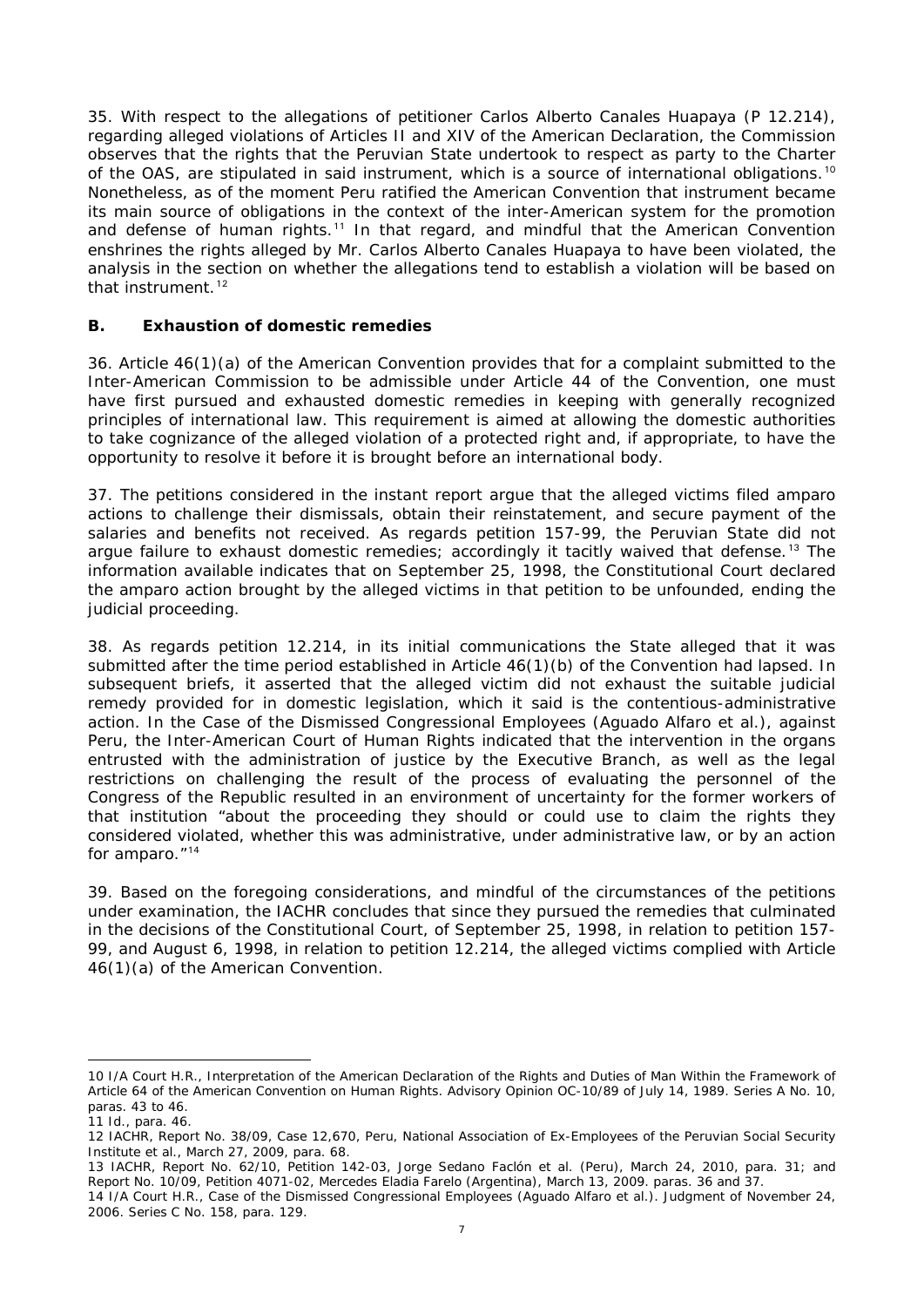35. With respect to the allegations of petitioner Carlos Alberto Canales Huapaya (P 12.214), regarding alleged violations of Articles II and XIV of the American Declaration, the Commission observes that the rights that the Peruvian State undertook to respect as party to the Charter of the OAS, are stipulated in said instrument, which is a source of international obligations.[10] Nonetheless, as of the moment Peru ratified the American Convention that instrument became its main source of obligations in the context of the inter-American system for the promotion and defense of human rights.[11] In that regard, and mindful that the American Convention enshrines the rights alleged by Mr. Carlos Alberto Canales Huapaya to have been violated, the analysis in the section on whether the allegations tend to establish a violation will be based on that instrument.[12]

### B. Exhaustion of domestic remedies

36. Article 46(1)(a) of the American Convention provides that for a complaint submitted to the Inter-American Commission to be admissible under Article 44 of the Convention, one must have first pursued and exhausted domestic remedies in keeping with generally recognized principles of international law. This requirement is aimed at allowing the domestic authorities to take cognizance of the alleged violation of a protected right and, if appropriate, to have the opportunity to resolve it before it is brought before an international body.

37. The petitions considered in the instant report argue that the alleged victims filed amparo actions to challenge their dismissals, obtain their reinstatement, and secure payment of the salaries and benefits not received. As regards petition 157-99, the Peruvian State did not argue failure to exhaust domestic remedies; accordingly it tacitly waived that defense.[13] The information available indicates that on September 25, 1998, the Constitutional Court declared the amparo action brought by the alleged victims in that petition to be unfounded, ending the judicial proceeding.

38. As regards petition 12.214, in its initial communications the State alleged that it was submitted after the time period established in Article 46(1)(b) of the Convention had lapsed. In subsequent briefs, it asserted that the alleged victim did not exhaust the suitable judicial remedy provided for in domestic legislation, which it said is the contentious-administrative action. In the Case of the Dismissed Congressional Employees (Aguado Alfaro et al.), against Peru, the Inter-American Court of Human Rights indicated that the intervention in the organs entrusted with the administration of justice by the Executive Branch, as well as the legal restrictions on challenging the result of the process of evaluating the personnel of the Congress of the Republic resulted in an environment of uncertainty for the former workers of that institution "about the proceeding they should or could use to claim the rights they considered violated, whether this was administrative, under administrative law, or by an action for amparo."[14]

39. Based on the foregoing considerations, and mindful of the circumstances of the petitions under examination, the IACHR concludes that since they pursued the remedies that culminated in the decisions of the Constitutional Court, of September 25, 1998, in relation to petition 157-99, and August 6, 1998, in relation to petition 12.214, the alleged victims complied with Article 46(1)(a) of the American Convention.

---

10 I/A Court H.R., Interpretation of the American Declaration of the Rights and Duties of Man Within the Framework of Article 64 of the American Convention on Human Rights. Advisory Opinion OC-10/89 of July 14, 1989. Series A No. 10, paras. 43 to 46.

11 Id., para. 46.

12 IACHR, Report No. 38/09, Case 12,670, Peru, National Association of Ex-Employees of the Peruvian Social Security Institute et al., March 27, 2009, para. 68.

13 IACHR, Report No. 62/10, Petition 142-03, Jorge Sedano Faclón et al. (Peru), March 24, 2010, para. 31; and Report No. 10/09, Petition 4071-02, Mercedes Eladia Farelo (Argentina), March 13, 2009. paras. 36 and 37.

14 I/A Court H.R., Case of the Dismissed Congressional Employees (Aguado Alfaro et al.). Judgment of November 24, 2006. Series C No. 158, para. 129.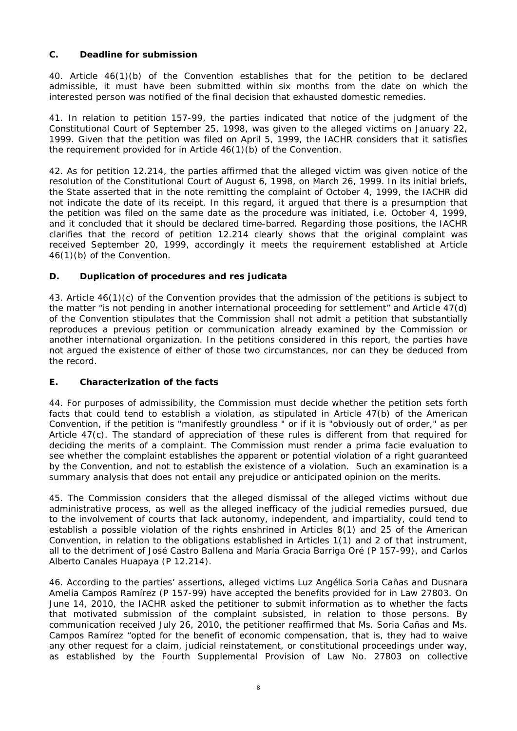### C. Deadline for submission

40. Article 46(1)(b) of the Convention establishes that for the petition to be declared admissible, it must have been submitted within six months from the date on which the interested person was notified of the final decision that exhausted domestic remedies.

41. In relation to petition 157-99, the parties indicated that notice of the judgment of the Constitutional Court of September 25, 1998, was given to the alleged victims on January 22, 1999. Given that the petition was filed on April 5, 1999, the IACHR considers that it satisfies the requirement provided for in Article 46(1)(b) of the Convention.

42. As for petition 12.214, the parties affirmed that the alleged victim was given notice of the resolution of the Constitutional Court of August 6, 1998, on March 26, 1999. In its initial briefs, the State asserted that in the note remitting the complaint of October 4, 1999, the IACHR did not indicate the date of its receipt. In this regard, it argued that there is a presumption that the petition was filed on the same date as the procedure was initiated, i.e. October 4, 1999, and it concluded that it should be declared time-barred. Regarding those positions, the IACHR clarifies that the record of petition 12.214 clearly shows that the original complaint was received September 20, 1999, accordingly it meets the requirement established at Article 46(1)(b) of the Convention.

### D. Duplication of procedures and res judicata

43. Article 46(1)(c) of the Convention provides that the admission of the petitions is subject to the matter "is not pending in another international proceeding for settlement" and Article 47(d) of the Convention stipulates that the Commission shall not admit a petition that substantially reproduces a previous petition or communication already examined by the Commission or another international organization. In the petitions considered in this report, the parties have not argued the existence of either of those two circumstances, nor can they be deduced from the record.

### E. Characterization of the facts

44. For purposes of admissibility, the Commission must decide whether the petition sets forth facts that could tend to establish a violation, as stipulated in Article 47(b) of the American Convention, if the petition is "manifestly groundless " or if it is "obviously out of order," as per Article 47(c). The standard of appreciation of these rules is different from that required for deciding the merits of a complaint. The Commission must render a prima facie evaluation to see whether the complaint establishes the apparent or potential violation of a right guaranteed by the Convention, and not to establish the existence of a violation. Such an examination is a summary analysis that does not entail any prejudice or anticipated opinion on the merits.

45. The Commission considers that the alleged dismissal of the alleged victims without due administrative process, as well as the alleged inefficacy of the judicial remedies pursued, due to the involvement of courts that lack autonomy, independent, and impartiality, could tend to establish a possible violation of the rights enshrined in Articles 8(1) and 25 of the American Convention, in relation to the obligations established in Articles 1(1) and 2 of that instrument, all to the detriment of José Castro Ballena and María Gracia Barriga Oré (P 157-99), and Carlos Alberto Canales Huapaya (P 12.214).

46. According to the parties' assertions, alleged victims Luz Angélica Soria Cañas and Dusnara Amelia Campos Ramírez (P 157-99) have accepted the benefits provided for in Law 27803. On June 14, 2010, the IACHR asked the petitioner to submit information as to whether the facts that motivated submission of the complaint subsisted, in relation to those persons. By communication received July 26, 2010, the petitioner reaffirmed that Ms. Soria Cañas and Ms. Campos Ramírez "opted for the benefit of economic compensation, that is, they had to waive any other request for a claim, judicial reinstatement, or constitutional proceedings under way, as established by the Fourth Supplemental Provision of Law No. 27803 on collective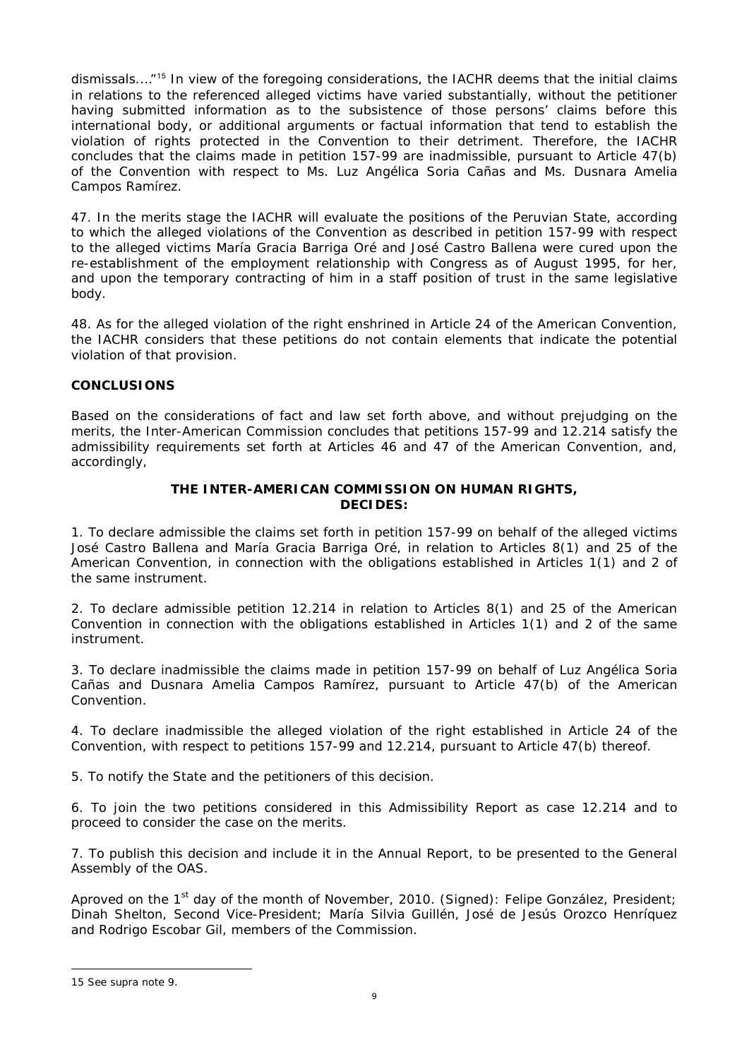dismissals...."[15] In view of the foregoing considerations, the IACHR deems that the initial claims in relations to the referenced alleged victims have varied substantially, without the petitioner having submitted information as to the subsistence of those persons' claims before this international body, or additional arguments or factual information that tend to establish the violation of rights protected in the Convention to their detriment. Therefore, the IACHR concludes that the claims made in petition 157-99 are inadmissible, pursuant to Article 47(b) of the Convention with respect to Ms. Luz Angélica Soria Cañas and Ms. Dusnara Amelia Campos Ramírez.

47. In the merits stage the IACHR will evaluate the positions of the Peruvian State, according to which the alleged violations of the Convention as described in petition 157-99 with respect to the alleged victims María Gracia Barriga Oré and José Castro Ballena were cured upon the re-establishment of the employment relationship with Congress as of August 1995, for her, and upon the temporary contracting of him in a staff position of trust in the same legislative body.

48. As for the alleged violation of the right enshrined in Article 24 of the American Convention, the IACHR considers that these petitions do not contain elements that indicate the potential violation of that provision.

## CONCLUSIONS

Based on the considerations of fact and law set forth above, and without prejudging on the merits, the Inter-American Commission concludes that petitions 157-99 and 12.214 satisfy the admissibility requirements set forth at Articles 46 and 47 of the American Convention, and, accordingly,

**THE INTER-AMERICAN COMMISSION ON HUMAN RIGHTS,**
**DECIDES:**

1. To declare admissible the claims set forth in petition 157-99 on behalf of the alleged victims José Castro Ballena and María Gracia Barriga Oré, in relation to Articles 8(1) and 25 of the American Convention, in connection with the obligations established in Articles 1(1) and 2 of the same instrument.

2. To declare admissible petition 12.214 in relation to Articles 8(1) and 25 of the American Convention in connection with the obligations established in Articles 1(1) and 2 of the same instrument.

3. To declare inadmissible the claims made in petition 157-99 on behalf of Luz Angélica Soria Cañas and Dusnara Amelia Campos Ramírez, pursuant to Article 47(b) of the American Convention.

4. To declare inadmissible the alleged violation of the right established in Article 24 of the Convention, with respect to petitions 157-99 and 12.214, pursuant to Article 47(b) thereof.

5. To notify the State and the petitioners of this decision.

6. To join the two petitions considered in this Admissibility Report as case 12.214 and to proceed to consider the case on the merits.

7. To publish this decision and include it in the Annual Report, to be presented to the General Assembly of the OAS.

Aproved on the 1st day of the month of November, 2010. (Signed): Felipe González, President; Dinah Shelton, Second Vice-President; María Silvia Guillén, José de Jesús Orozco Henríquez and Rodrigo Escobar Gil, members of the Commission.

---

15 See supra note 9.